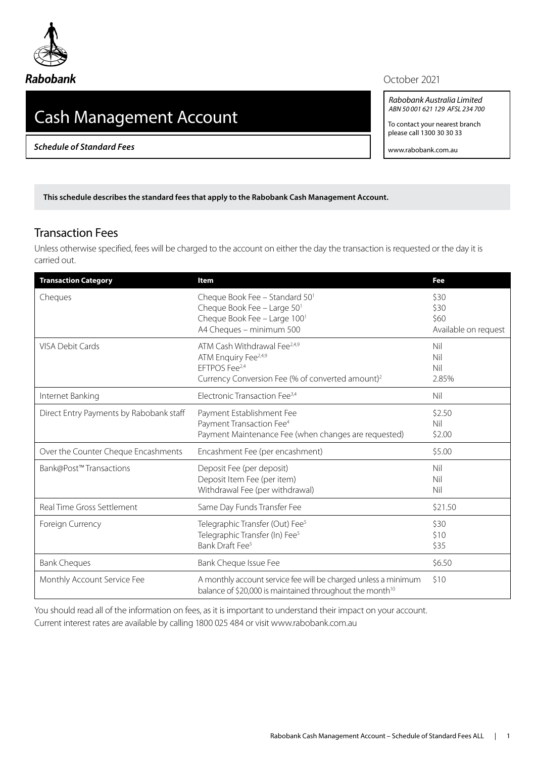Rabobank

October 2021

# Cash Management Account

***Schedule of Standard Fees***

*Rabobank Australia Limited*
*ABN 50 001 621 129 AFSL 234 700*

To contact your nearest branch please call 1300 30 30 33

www.rabobank.com.au

**This schedule describes the standard fees that apply to the Rabobank Cash Management Account.**

## Transaction Fees

Unless otherwise specified, fees will be charged to the account on either the day the transaction is requested or the day it is carried out.

| Transaction Category | Item | Fee |
|---|---|---|
| Cheques | Cheque Book Fee – Standard 50[1]<br>Cheque Book Fee – Large 50[1]<br>Cheque Book Fee – Large 100[1]<br>A4 Cheques – minimum 500 | \$30<br>\$30<br>\$60<br>Available on request |
| VISA Debit Cards | ATM Cash Withdrawal Fee[2,4,9]<br>ATM Enquiry Fee[2,4,9]<br>EFTPOS Fee[2,4]<br>Currency Conversion Fee (% of converted amount)[2] | Nil<br>Nil<br>Nil<br>2.85% |
| Internet Banking | Electronic Transaction Fee[3,4] | Nil |
| Direct Entry Payments by Rabobank staff | Payment Establishment Fee<br>Payment Transaction Fee[4]<br>Payment Maintenance Fee (when changes are requested) | \$2.50<br>Nil<br>\$2.00 |
| Over the Counter Cheque Encashments | Encashment Fee (per encashment) | \$5.00 |
| Bank@Post™ Transactions | Deposit Fee (per deposit)<br>Deposit Item Fee (per item)<br>Withdrawal Fee (per withdrawal) | Nil<br>Nil<br>Nil |
| Real Time Gross Settlement | Same Day Funds Transfer Fee | \$21.50 |
| Foreign Currency | Telegraphic Transfer (Out) Fee[5]<br>Telegraphic Transfer (In) Fee[5]<br>Bank Draft Fee[5] | \$30<br>\$10<br>\$35 |
| Bank Cheques | Bank Cheque Issue Fee | \$6.50 |
| Monthly Account Service Fee | A monthly account service fee will be charged unless a minimum balance of \$20,000 is maintained throughout the month[10] | \$10 |

You should read all of the information on fees, as it is important to understand their impact on your account.
Current interest rates are available by calling 1800 025 484 or visit www.rabobank.com.au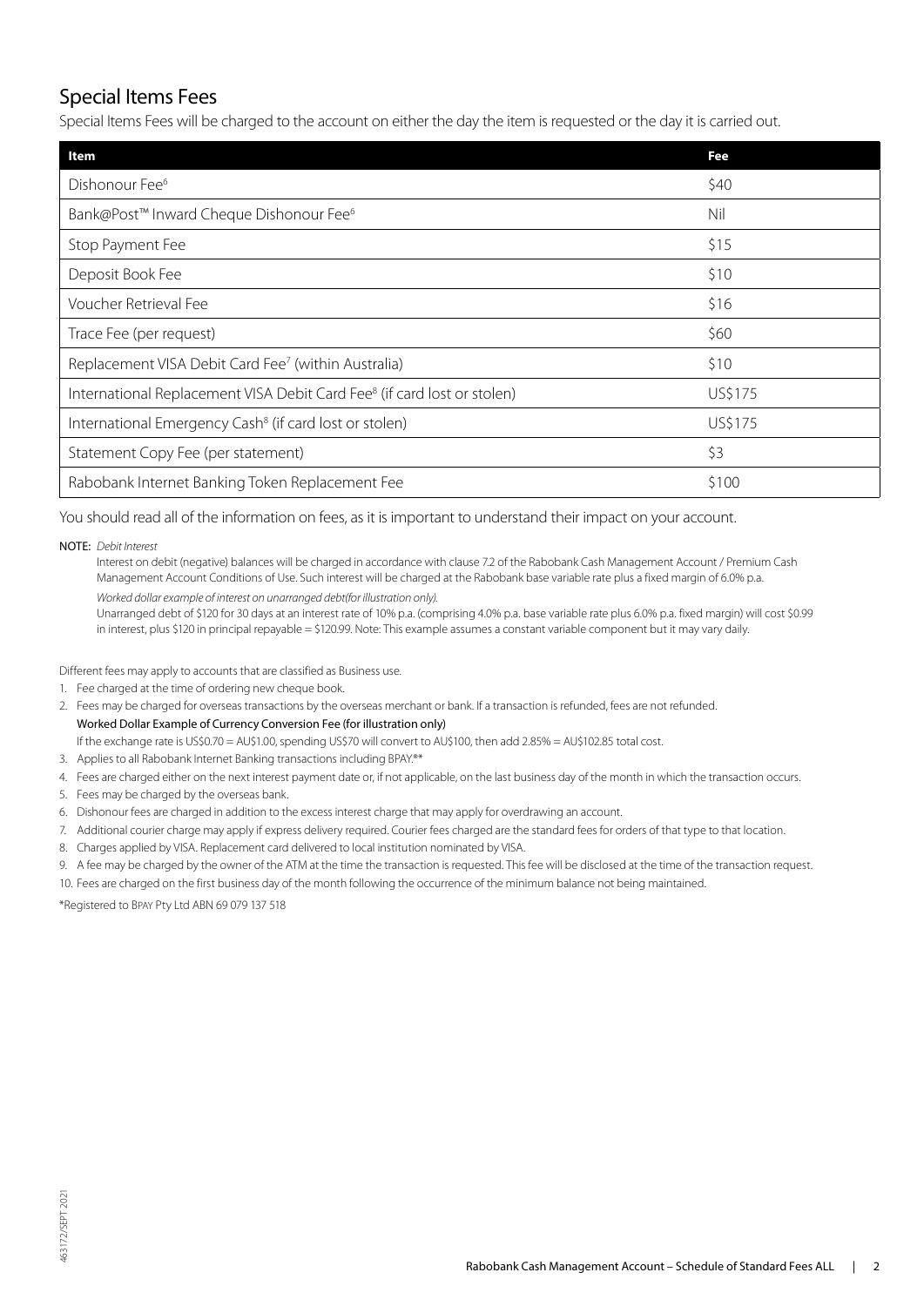## Special Items Fees

Special Items Fees will be charged to the account on either the day the item is requested or the day it is carried out.

| Item | Fee |
|---|---|
| Dishonour Fee[6] | $40 |
| Bank@Post™ Inward Cheque Dishonour Fee[6] | Nil |
| Stop Payment Fee | $15 |
| Deposit Book Fee | $10 |
| Voucher Retrieval Fee | $16 |
| Trace Fee (per request) | $60 |
| Replacement VISA Debit Card Fee[7] (within Australia) | $10 |
| International Replacement VISA Debit Card Fee[8] (if card lost or stolen) | US$175 |
| International Emergency Cash[8] (if card lost or stolen) | US$175 |
| Statement Copy Fee (per statement) | $3 |
| Rabobank Internet Banking Token Replacement Fee | $100 |

You should read all of the information on fees, as it is important to understand their impact on your account.

**NOTE:** *Debit Interest*

Interest on debit (negative) balances will be charged in accordance with clause 7.2 of the Rabobank Cash Management Account / Premium Cash Management Account Conditions of Use. Such interest will be charged at the Rabobank base variable rate plus a fixed margin of 6.0% p.a.

*Worked dollar example of interest on unarranged debt(for illustration only).*

Unarranged debt of $120 for 30 days at an interest rate of 10% p.a. (comprising 4.0% p.a. base variable rate plus 6.0% p.a. fixed margin) will cost $0.99 in interest, plus $120 in principal repayable = $120.99. Note: This example assumes a constant variable component but it may vary daily.

Different fees may apply to accounts that are classified as Business use.

1. Fee charged at the time of ordering new cheque book.
2. Fees may be charged for overseas transactions by the overseas merchant or bank. If a transaction is refunded, fees are not refunded.
   Worked Dollar Example of Currency Conversion Fee (for illustration only)
   If the exchange rate is US$0.70 = AU$1.00, spending US$70 will convert to AU$100, then add 2.85% = AU$102.85 total cost.
3. Applies to all Rabobank Internet Banking transactions including BPAY.®*
4. Fees are charged either on the next interest payment date or, if not applicable, on the last business day of the month in which the transaction occurs.
5. Fees may be charged by the overseas bank.
6. Dishonour fees are charged in addition to the excess interest charge that may apply for overdrawing an account.
7. Additional courier charge may apply if express delivery required. Courier fees charged are the standard fees for orders of that type to that location.
8. Charges applied by VISA. Replacement card delivered to local institution nominated by VISA.
9. A fee may be charged by the owner of the ATM at the time the transaction is requested. This fee will be disclosed at the time of the transaction request.
10. Fees are charged on the first business day of the month following the occurrence of the minimum balance not being maintained.

*Registered to BPAY Pty Ltd ABN 69 079 137 518

463172/SEPT 2021